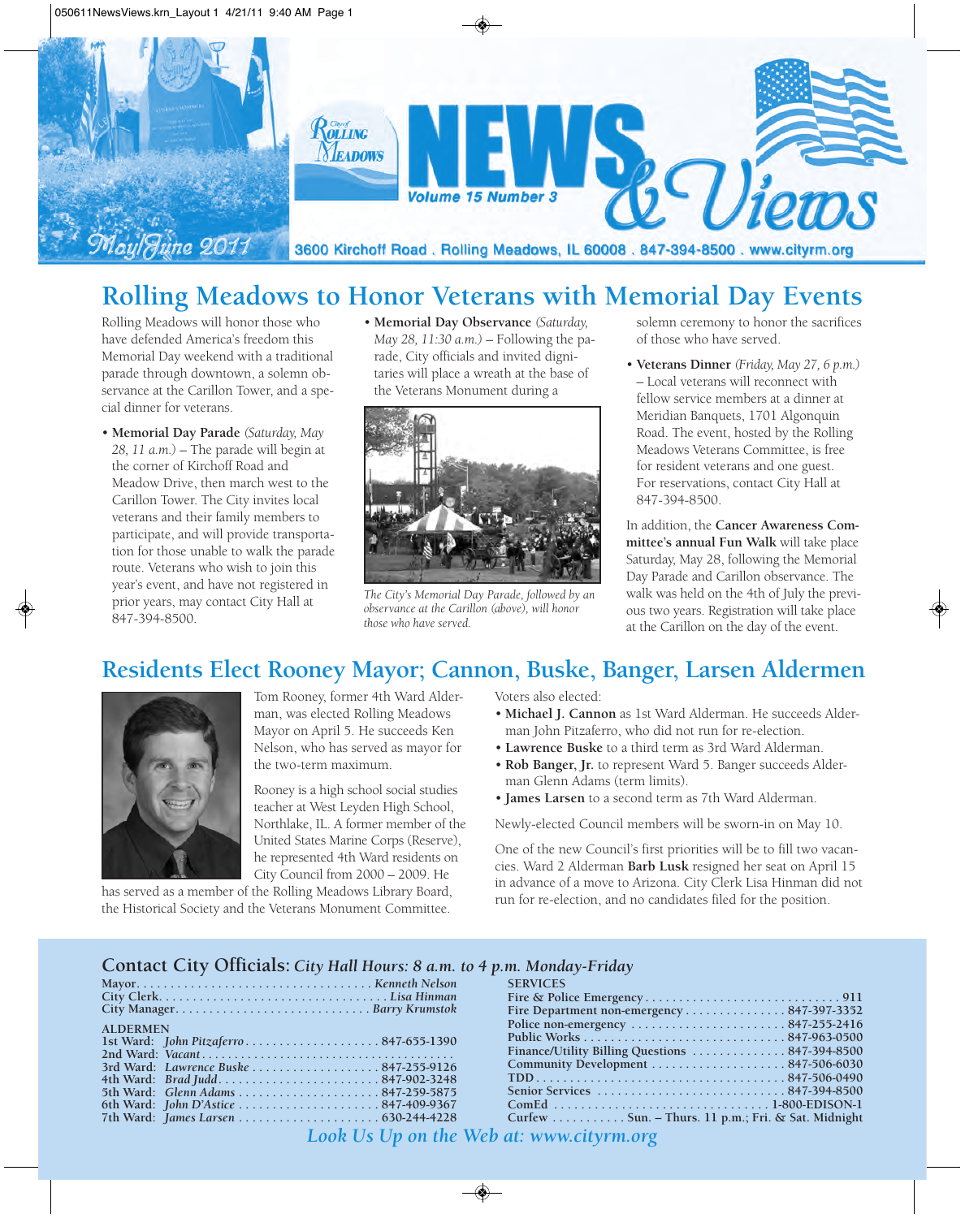# City of Rolling Meadows NEWS & Views

Volume 15 Number 3

May/June 2011

3600 Kirchoff Road . Rolling Meadows, IL 60008 . 847-394-8500 . www.cityrm.org

## Rolling Meadows to Honor Veterans with Memorial Day Events

Rolling Meadows will honor those who have defended America's freedom this Memorial Day weekend with a traditional parade through downtown, a solemn observance at the Carillon Tower, and a special dinner for veterans.

- **Memorial Day Parade** *(Saturday, May 28, 11 a.m.)* – The parade will begin at the corner of Kirchoff Road and Meadow Drive, then march west to the Carillon Tower. The City invites local veterans and their family members to participate, and will provide transportation for those unable to walk the parade route. Veterans who wish to join this year's event, and have not registered in prior years, may contact City Hall at 847-394-8500.

- **Memorial Day Observance** *(Saturday, May 28, 11:30 a.m.)* – Following the parade, City officials and invited dignitaries will place a wreath at the base of the Veterans Monument during a solemn ceremony to honor the sacrifices of those who have served.

*The City's Memorial Day Parade, followed by an observance at the Carillon (above), will honor those who have served.*

- **Veterans Dinner** *(Friday, May 27, 6 p.m.)* – Local veterans will reconnect with fellow service members at a dinner at Meridian Banquets, 1701 Algonquin Road. The event, hosted by the Rolling Meadows Veterans Committee, is free for resident veterans and one guest. For reservations, contact City Hall at 847-394-8500.

In addition, the **Cancer Awareness Committee's annual Fun Walk** will take place Saturday, May 28, following the Memorial Day Parade and Carillon observance. The walk was held on the 4th of July the previous two years. Registration will take place at the Carillon on the day of the event.

## Residents Elect Rooney Mayor; Cannon, Buske, Banger, Larsen Aldermen

Tom Rooney, former 4th Ward Alderman, was elected Rolling Meadows Mayor on April 5. He succeeds Ken Nelson, who has served as mayor for the two-term maximum.

Rooney is a high school social studies teacher at West Leyden High School, Northlake, IL. A former member of the United States Marine Corps (Reserve), he represented 4th Ward residents on City Council from 2000 – 2009. He has served as a member of the Rolling Meadows Library Board, the Historical Society and the Veterans Monument Committee.

Voters also elected:

- **Michael J. Cannon** as 1st Ward Alderman. He succeeds Alderman John Pitzaferro, who did not run for re-election.
- **Lawrence Buske** to a third term as 3rd Ward Alderman.
- **Rob Banger, Jr.** to represent Ward 5. Banger succeeds Alderman Glenn Adams (term limits).
- **James Larsen** to a second term as 7th Ward Alderman.

Newly-elected Council members will be sworn-in on May 10.

One of the new Council's first priorities will be to fill two vacancies. Ward 2 Alderman **Barb Lusk** resigned her seat on April 15 in advance of a move to Arizona. City Clerk Lisa Hinman did not run for re-election, and no candidates filed for the position.

## Contact City Officials: *City Hall Hours: 8 a.m. to 4 p.m. Monday-Friday*

| | |
|---|---|
| Mayor | *Kenneth Nelson* |
| City Clerk | *Lisa Hinman* |
| City Manager | *Barry Krumstok* |

**ALDERMEN**

| Ward | Alderman | Phone |
|---|---|---|
| 1st Ward | *John Pitzaferro* | 847-655-1390 |
| 2nd Ward | *Vacant* | |
| 3rd Ward | *Lawrence Buske* | 847-255-9126 |
| 4th Ward | *Brad Judd* | 847-902-3248 |
| 5th Ward | *Glenn Adams* | 847-259-5875 |
| 6th Ward | *John D'Astice* | 847-409-9367 |
| 7th Ward | *James Larsen* | 630-244-4228 |

**SERVICES**

| Service | Contact |
|---|---|
| Fire & Police Emergency | 911 |
| Fire Department non-emergency | 847-397-3352 |
| Police non-emergency | 847-255-2416 |
| Public Works | 847-963-0500 |
| Finance/Utility Billing Questions | 847-394-8500 |
| Community Development | 847-506-6030 |
| TDD | 847-506-0490 |
| Senior Services | 847-394-8500 |
| ComEd | 1-800-EDISON-1 |
| Curfew | Sun. – Thurs. 11 p.m.; Fri. & Sat. Midnight |

*Look Us Up on the Web at: www.cityrm.org*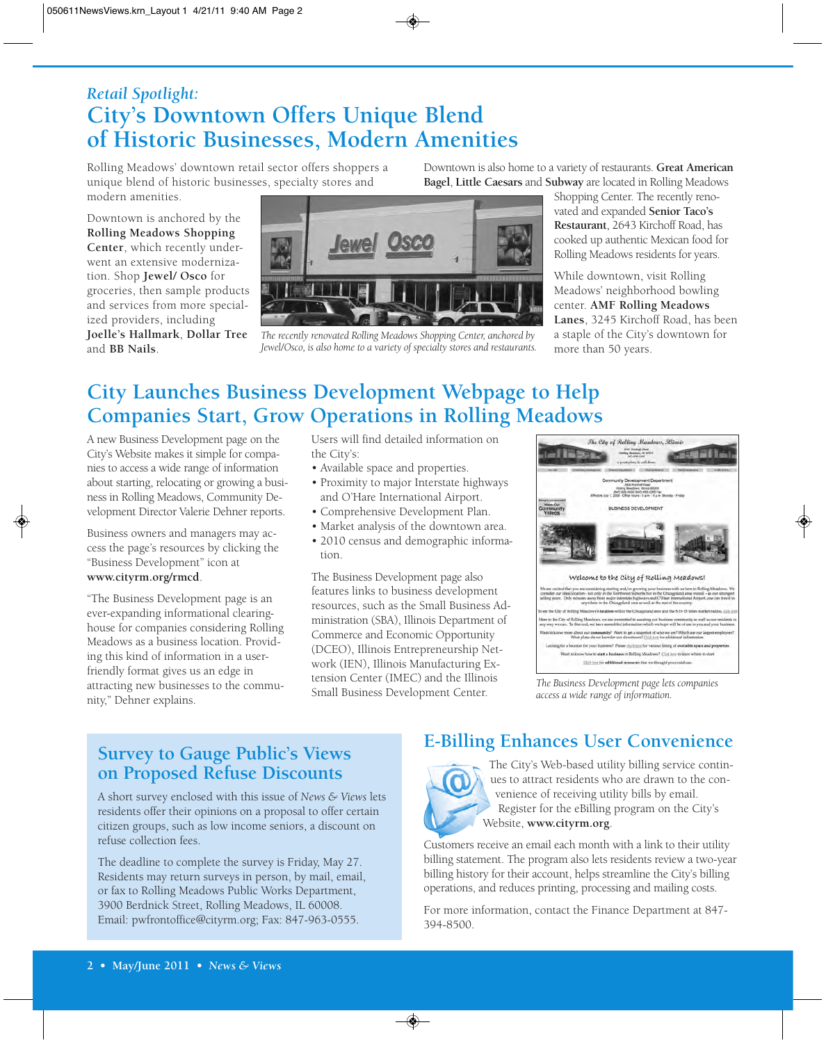*Retail Spotlight:*

# City's Downtown Offers Unique Blend of Historic Businesses, Modern Amenities

Rolling Meadows' downtown retail sector offers shoppers a unique blend of historic businesses, specialty stores and modern amenities.

Downtown is anchored by the **Rolling Meadows Shopping Center**, which recently underwent an extensive modernization. Shop **Jewel/ Osco** for groceries, then sample products and services from more specialized providers, including **Joelle's Hallmark**, **Dollar Tree** and **BB Nails**.

*The recently renovated Rolling Meadows Shopping Center, anchored by Jewel/Osco, is also home to a variety of specialty stores and restaurants.*

Downtown is also home to a variety of restaurants. **Great American Bagel**, **Little Caesars** and **Subway** are located in Rolling Meadows Shopping Center. The recently renovated and expanded **Senior Taco's Restaurant**, 2643 Kirchoff Road, has cooked up authentic Mexican food for Rolling Meadows residents for years.

While downtown, visit Rolling Meadows' neighborhood bowling center. **AMF Rolling Meadows Lanes**, 3245 Kirchoff Road, has been a staple of the City's downtown for more than 50 years.

# City Launches Business Development Webpage to Help Companies Start, Grow Operations in Rolling Meadows

A new Business Development page on the City's Website makes it simple for companies to access a wide range of information about starting, relocating or growing a business in Rolling Meadows, Community Development Director Valerie Dehner reports.

Business owners and managers may access the page's resources by clicking the "Business Development" icon at **www.cityrm.org/rmcd**.

"The Business Development page is an ever-expanding informational clearinghouse for companies considering Rolling Meadows as a business location. Providing this kind of information in a user-friendly format gives us an edge in attracting new businesses to the community," Dehner explains.

Users will find detailed information on the City's:

- Available space and properties.
- Proximity to major Interstate highways and O'Hare International Airport.
- Comprehensive Development Plan.
- Market analysis of the downtown area.
- 2010 census and demographic information.

The Business Development page also features links to business development resources, such as the Small Business Administration (SBA), Illinois Department of Commerce and Economic Opportunity (DCEO), Illinois Entrepreneurship Network (IEN), Illinois Manufacturing Extension Center (IMEC) and the Illinois Small Business Development Center.

*The Business Development page lets companies access a wide range of information.*

## Survey to Gauge Public's Views on Proposed Refuse Discounts

A short survey enclosed with this issue of *News & Views* lets residents offer their opinions on a proposal to offer certain citizen groups, such as low income seniors, a discount on refuse collection fees.

The deadline to complete the survey is Friday, May 27. Residents may return surveys in person, by mail, email, or fax to Rolling Meadows Public Works Department, 3900 Berdnick Street, Rolling Meadows, IL 60008. Email: pwfrontoffice@cityrm.org; Fax: 847-963-0555.

## E-Billing Enhances User Convenience

The City's Web-based utility billing service continues to attract residents who are drawn to the convenience of receiving utility bills by email. Register for the eBilling program on the City's Website, **www.cityrm.org**.

Customers receive an email each month with a link to their utility billing statement. The program also lets residents review a two-year billing history for their account, helps streamline the City's billing operations, and reduces printing, processing and mailing costs.

For more information, contact the Finance Department at 847-394-8500.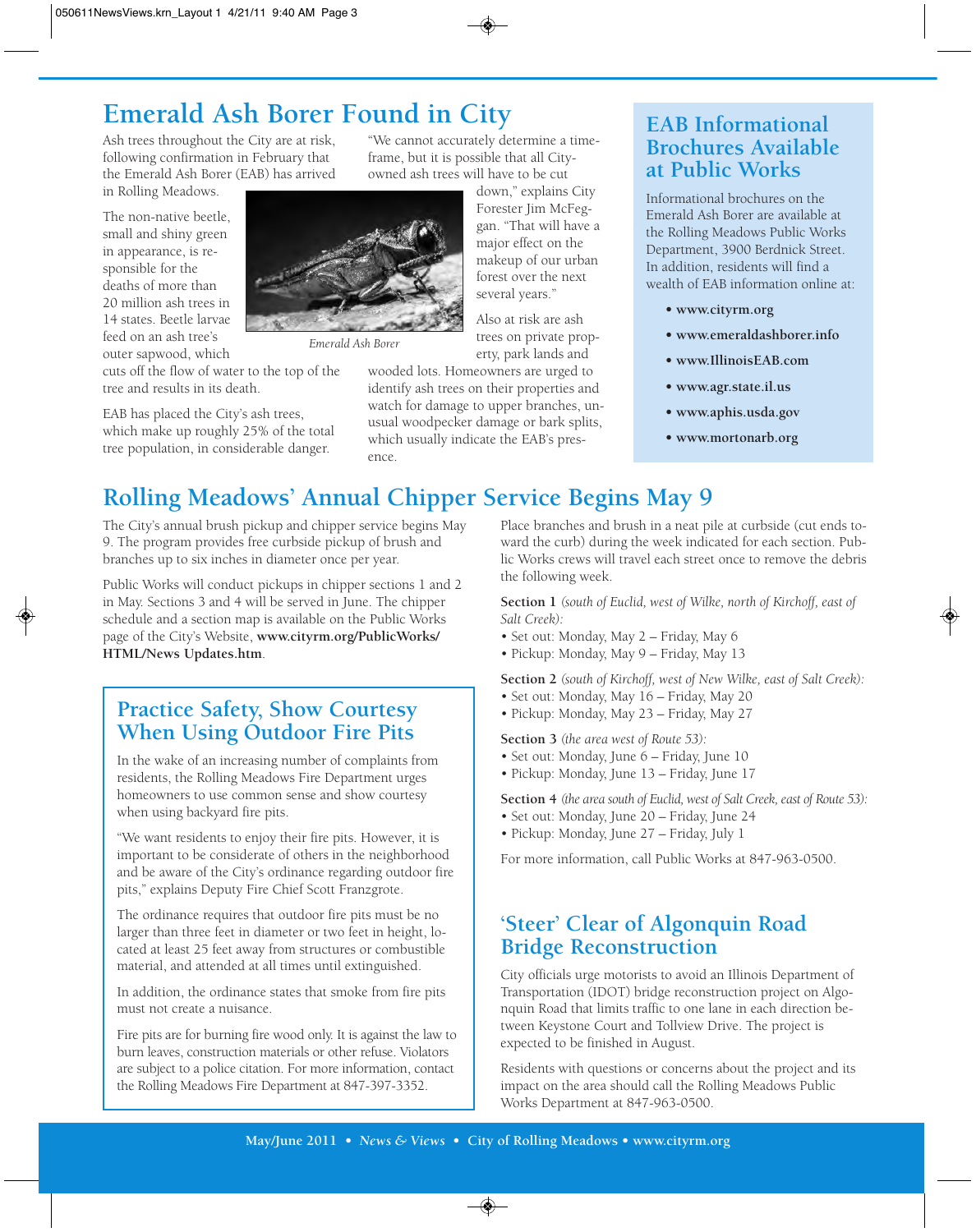# Emerald Ash Borer Found in City

Ash trees throughout the City are at risk, following confirmation in February that the Emerald Ash Borer (EAB) has arrived in Rolling Meadows.

The non-native beetle, small and shiny green in appearance, is responsible for the deaths of more than 20 million ash trees in 14 states. Beetle larvae feed on an ash tree's outer sapwood, which cuts off the flow of water to the top of the tree and results in its death.

*Emerald Ash Borer*

EAB has placed the City's ash trees, which make up roughly 25% of the total tree population, in considerable danger.

"We cannot accurately determine a timeframe, but it is possible that all City-owned ash trees will have to be cut down," explains City Forester Jim McFeggan. "That will have a major effect on the makeup of our urban forest over the next several years."

Also at risk are ash trees on private property, park lands and wooded lots. Homeowners are urged to identify ash trees on their properties and watch for damage to upper branches, unusual woodpecker damage or bark splits, which usually indicate the EAB's presence.

## EAB Informational Brochures Available at Public Works

Informational brochures on the Emerald Ash Borer are available at the Rolling Meadows Public Works Department, 3900 Berdnick Street. In addition, residents will find a wealth of EAB information online at:

- **www.cityrm.org**
- **www.emeraldashborer.info**
- **www.IllinoisEAB.com**
- **www.agr.state.il.us**
- **www.aphis.usda.gov**
- **www.mortonarb.org**

# Rolling Meadows' Annual Chipper Service Begins May 9

The City's annual brush pickup and chipper service begins May 9. The program provides free curbside pickup of brush and branches up to six inches in diameter once per year.

Public Works will conduct pickups in chipper sections 1 and 2 in May. Sections 3 and 4 will be served in June. The chipper schedule and a section map is available on the Public Works page of the City's Website, **www.cityrm.org/PublicWorks/HTML/News Updates.htm**.

Place branches and brush in a neat pile at curbside (cut ends toward the curb) during the week indicated for each section. Public Works crews will travel each street once to remove the debris the following week.

**Section 1** *(south of Euclid, west of Wilke, north of Kirchoff, east of Salt Creek):*
- Set out: Monday, May 2 – Friday, May 6
- Pickup: Monday, May 9 – Friday, May 13

**Section 2** *(south of Kirchoff, west of New Wilke, east of Salt Creek):*
- Set out: Monday, May 16 – Friday, May 20
- Pickup: Monday, May 23 – Friday, May 27

**Section 3** *(the area west of Route 53):*
- Set out: Monday, June 6 – Friday, June 10
- Pickup: Monday, June 13 – Friday, June 17

**Section 4** *(the area south of Euclid, west of Salt Creek, east of Route 53):*
- Set out: Monday, June 20 – Friday, June 24
- Pickup: Monday, June 27 – Friday, July 1

For more information, call Public Works at 847-963-0500.

## Practice Safety, Show Courtesy When Using Outdoor Fire Pits

In the wake of an increasing number of complaints from residents, the Rolling Meadows Fire Department urges homeowners to use common sense and show courtesy when using backyard fire pits.

"We want residents to enjoy their fire pits. However, it is important to be considerate of others in the neighborhood and be aware of the City's ordinance regarding outdoor fire pits," explains Deputy Fire Chief Scott Franzgrote.

The ordinance requires that outdoor fire pits must be no larger than three feet in diameter or two feet in height, located at least 25 feet away from structures or combustible material, and attended at all times until extinguished.

In addition, the ordinance states that smoke from fire pits must not create a nuisance.

Fire pits are for burning fire wood only. It is against the law to burn leaves, construction materials or other refuse. Violators are subject to a police citation. For more information, contact the Rolling Meadows Fire Department at 847-397-3352.

## 'Steer' Clear of Algonquin Road Bridge Reconstruction

City officials urge motorists to avoid an Illinois Department of Transportation (IDOT) bridge reconstruction project on Algonquin Road that limits traffic to one lane in each direction between Keystone Court and Tollview Drive. The project is expected to be finished in August.

Residents with questions or concerns about the project and its impact on the area should call the Rolling Meadows Public Works Department at 847-963-0500.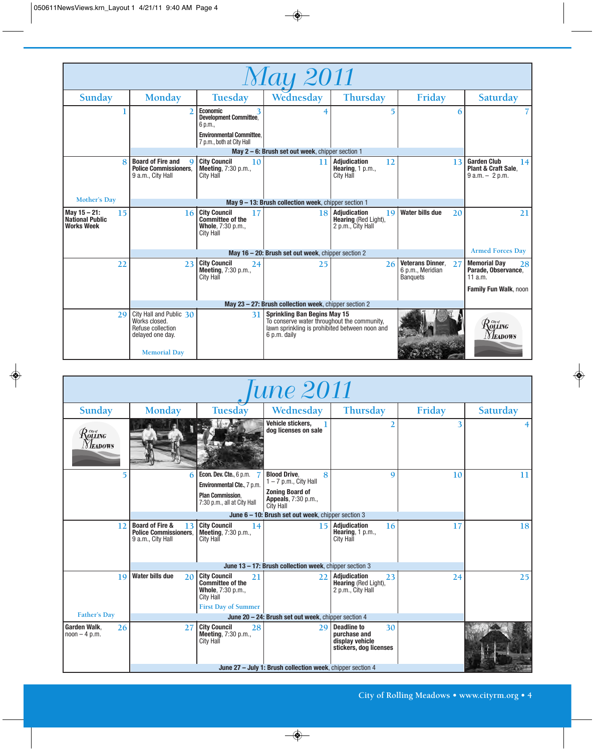# May 2011

| Sunday | Monday | Tuesday | Wednesday | Thursday | Friday | Saturday |
|---|---|---|---|---|---|---|
| 1 | 2 | 3 **Economic Development Committee**, 6 p.m., **Environmental Committee**, 7 p.m., both at City Hall | 4 | 5 | 6 | 7 |
| | **May 2 – 6: Brush set out week**, chipper section 1 | | | | | |
| 8 Mother's Day | 9 **Board of Fire and Police Commissioners**, 9 a.m., City Hall | 10 **City Council Meeting**, 7:30 p.m., City Hall | 11 | 12 **Adjudication Hearing**, 1 p.m., City Hall | 13 | 14 **Garden Club Plant & Craft Sale**, 9 a.m. – 2 p.m. |
| | **May 9 – 13: Brush collection week**, chipper section 1 | | | | | |
| 15 **May 15 – 21: National Public Works Week** | 16 | 17 **City Council Committee of the Whole**, 7:30 p.m., City Hall | 18 | 19 **Adjudication Hearing** (Red Light), 2 p.m., City Hall | 20 **Water bills due** | 21 Armed Forces Day |
| | **May 16 – 20: Brush set out week**, chipper section 2 | | | | | |
| 22 | 23 | 24 **City Council Meeting**, 7:30 p.m., City Hall | 25 | 26 | 27 **Veterans Dinner**, 6 p.m., Meridian Banquets | 28 **Memorial Day Parade, Observance**, 11 a.m. **Family Fun Walk**, noon |
| | **May 23 – 27: Brush collection week**, chipper section 2 | | | | | |
| 29 | 30 City Hall and Public Works closed. Refuse collection delayed one day. Memorial Day | 31 | **Sprinkling Ban Begins May 15** To conserve water throughout the community, lawn sprinkling is prohibited between noon and 6 p.m. daily | | | City of Rolling Meadows |

# June 2011

| Sunday | Monday | Tuesday | Wednesday | Thursday | Friday | Saturday |
|---|---|---|---|---|---|---|
| City of Rolling Meadows | | | 1 **Vehicle stickers, dog licenses on sale** | 2 | 3 | 4 |
| 5 | 6 | 7 **Econ. Dev. Cte.**, 6 p.m. **Environmental Cte.**, 7 p.m. **Plan Commission**, 7:30 p.m., all at City Hall | 8 **Blood Drive**, 1 – 7 p.m., City Hall **Zoning Board of Appeals**, 7:30 p.m., City Hall | 9 | 10 | 11 |
| | **June 6 – 10: Brush set out week**, chipper section 3 | | | | | |
| 12 | 13 **Board of Fire & Police Commissioners**, 9 a.m., City Hall | 14 **City Council Meeting**, 7:30 p.m., City Hall | 15 | 16 **Adjudication Hearing**, 1 p.m., City Hall | 17 | 18 |
| | **June 13 – 17: Brush collection week**, chipper section 3 | | | | | |
| 19 Father's Day | 20 **Water bills due** | 21 **City Council Committee of the Whole**, 7:30 p.m., City Hall First Day of Summer | 22 | 23 **Adjudication Hearing** (Red Light), 2 p.m., City Hall | 24 | 25 |
| | **June 20 – 24: Brush set out week**, chipper section 4 | | | | | |
| 26 **Garden Walk**, noon – 4 p.m. | 27 | 28 **City Council Meeting**, 7:30 p.m., City Hall | 29 | 30 **Deadline to purchase and display vehicle stickers, dog licenses** | | |
| | **June 27 – July 1: Brush collection week**, chipper section 4 | | | | | |

City of Rolling Meadows • www.cityrm.org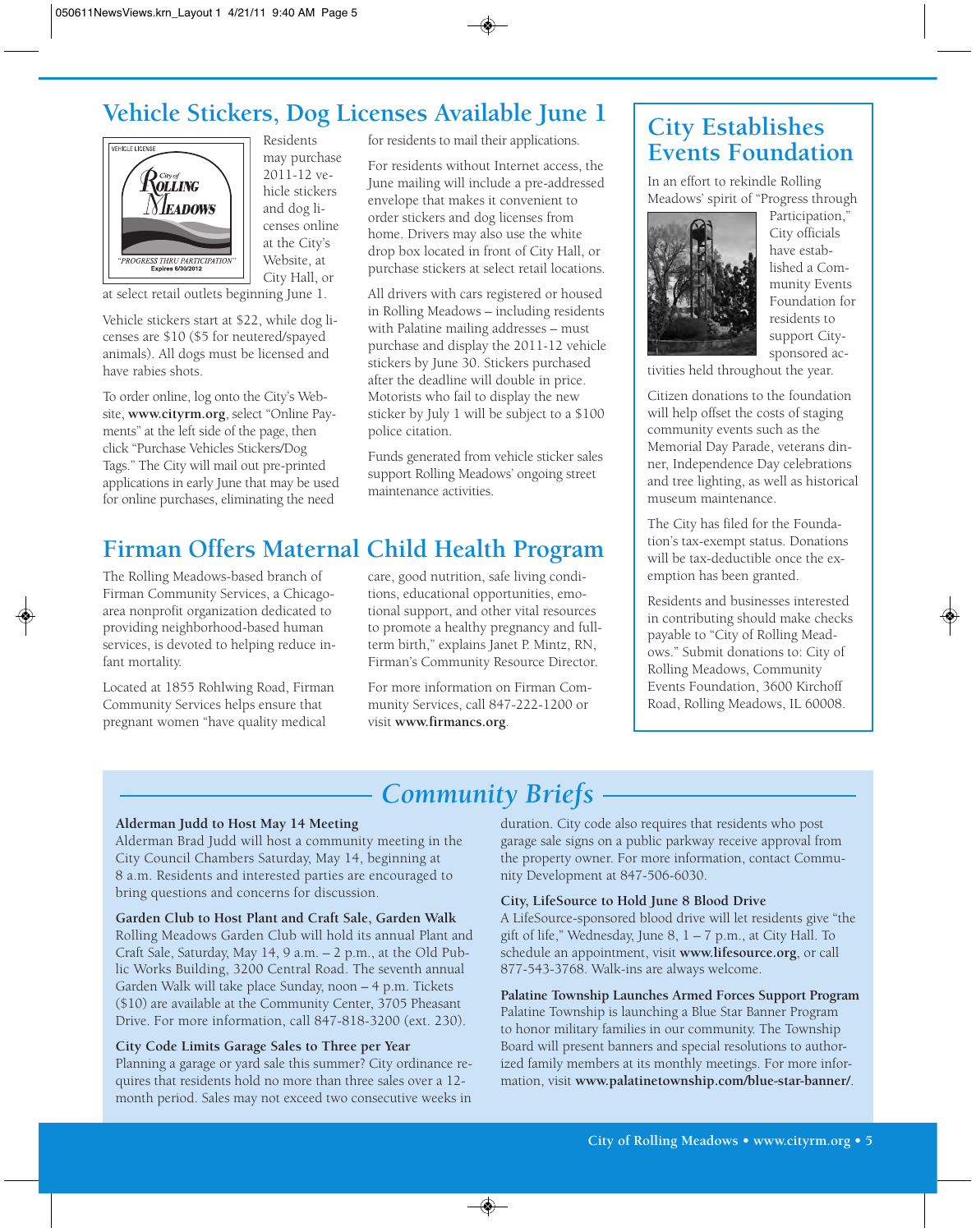## Vehicle Stickers, Dog Licenses Available June 1

Residents may purchase 2011-12 vehicle stickers and dog licenses online at the City's Website, at City Hall, or at select retail outlets beginning June 1.

Vehicle stickers start at $22, while dog licenses are $10 ($5 for neutered/spayed animals). All dogs must be licensed and have rabies shots.

To order online, log onto the City's Website, **www.cityrm.org**, select "Online Payments" at the left side of the page, then click "Purchase Vehicles Stickers/Dog Tags." The City will mail out pre-printed applications in early June that may be used for online purchases, eliminating the need for residents to mail their applications.

For residents without Internet access, the June mailing will include a pre-addressed envelope that makes it convenient to order stickers and dog licenses from home. Drivers may also use the white drop box located in front of City Hall, or purchase stickers at select retail locations.

All drivers with cars registered or housed in Rolling Meadows – including residents with Palatine mailing addresses – must purchase and display the 2011-12 vehicle stickers by June 30. Stickers purchased after the deadline will double in price. Motorists who fail to display the new sticker by July 1 will be subject to a $100 police citation.

Funds generated from vehicle sticker sales support Rolling Meadows' ongoing street maintenance activities.

## Firman Offers Maternal Child Health Program

The Rolling Meadows-based branch of Firman Community Services, a Chicago-area nonprofit organization dedicated to providing neighborhood-based human services, is devoted to helping reduce infant mortality.

Located at 1855 Rohlwing Road, Firman Community Services helps ensure that pregnant women "have quality medical care, good nutrition, safe living conditions, educational opportunities, emotional support, and other vital resources to promote a healthy pregnancy and full-term birth," explains Janet P. Mintz, RN, Firman's Community Resource Director.

For more information on Firman Community Services, call 847-222-1200 or visit **www.firmancs.org**.

## City Establishes Events Foundation

In an effort to rekindle Rolling Meadows' spirit of "Progress through Participation," City officials have established a Community Events Foundation for residents to support City-sponsored activities held throughout the year.

Citizen donations to the foundation will help offset the costs of staging community events such as the Memorial Day Parade, veterans dinner, Independence Day celebrations and tree lighting, as well as historical museum maintenance.

The City has filed for the Foundation's tax-exempt status. Donations will be tax-deductible once the exemption has been granted.

Residents and businesses interested in contributing should make checks payable to "City of Rolling Meadows." Submit donations to: City of Rolling Meadows, Community Events Foundation, 3600 Kirchoff Road, Rolling Meadows, IL 60008.

## *Community Briefs*

**Alderman Judd to Host May 14 Meeting**
Alderman Brad Judd will host a community meeting in the City Council Chambers Saturday, May 14, beginning at 8 a.m. Residents and interested parties are encouraged to bring questions and concerns for discussion.

**Garden Club to Host Plant and Craft Sale, Garden Walk**
Rolling Meadows Garden Club will hold its annual Plant and Craft Sale, Saturday, May 14, 9 a.m. – 2 p.m., at the Old Public Works Building, 3200 Central Road. The seventh annual Garden Walk will take place Sunday, noon – 4 p.m. Tickets ($10) are available at the Community Center, 3705 Pheasant Drive. For more information, call 847-818-3200 (ext. 230).

**City Code Limits Garage Sales to Three per Year**
Planning a garage or yard sale this summer? City ordinance requires that residents hold no more than three sales over a 12-month period. Sales may not exceed two consecutive weeks in duration. City code also requires that residents who post garage sale signs on a public parkway receive approval from the property owner. For more information, contact Community Development at 847-506-6030.

**City, LifeSource to Hold June 8 Blood Drive**
A LifeSource-sponsored blood drive will let residents give "the gift of life," Wednesday, June 8, 1 – 7 p.m., at City Hall. To schedule an appointment, visit **www.lifesource.org**, or call 877-543-3768. Walk-ins are always welcome.

**Palatine Township Launches Armed Forces Support Program**
Palatine Township is launching a Blue Star Banner Program to honor military families in our community. The Township Board will present banners and special resolutions to authorized family members at its monthly meetings. For more information, visit **www.palatinetownship.com/blue-star-banner/**.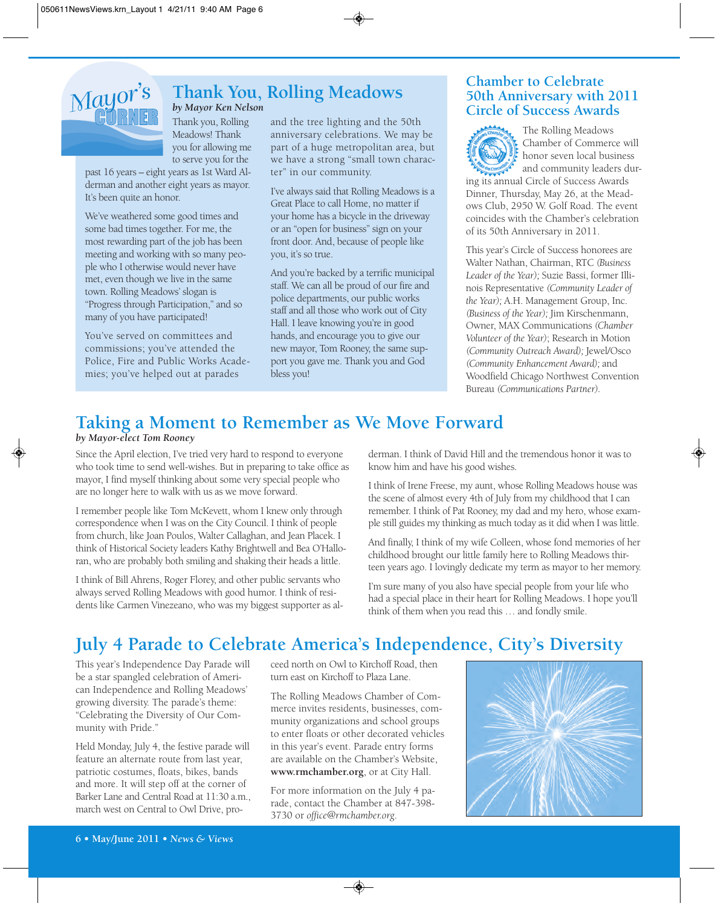## Mayor's Corner

## Thank You, Rolling Meadows

*by Mayor Ken Nelson*

Thank you, Rolling Meadows! Thank you for allowing me to serve you for the past 16 years – eight years as 1st Ward Alderman and another eight years as mayor. It's been quite an honor.

We've weathered some good times and some bad times together. For me, the most rewarding part of the job has been meeting and working with so many people who I otherwise would never have met, even though we live in the same town. Rolling Meadows' slogan is "Progress through Participation," and so many of you have participated!

You've served on committees and commissions; you've attended the Police, Fire and Public Works Academies; you've helped out at parades and the tree lighting and the 50th anniversary celebrations. We may be part of a huge metropolitan area, but we have a strong "small town character" in our community.

I've always said that Rolling Meadows is a Great Place to call Home, no matter if your home has a bicycle in the driveway or an "open for business" sign on your front door. And, because of people like you, it's so true.

And you're backed by a terrific municipal staff. We can all be proud of our fire and police departments, our public works staff and all those who work out of City Hall. I leave knowing you're in good hands, and encourage you to give our new mayor, Tom Rooney, the same support you gave me. Thank you and God bless you!

## Chamber to Celebrate 50th Anniversary with 2011 Circle of Success Awards

The Rolling Meadows Chamber of Commerce will honor seven local business and community leaders during its annual Circle of Success Awards Dinner, Thursday, May 26, at the Meadows Club, 2950 W. Golf Road. The event coincides with the Chamber's celebration of its 50th Anniversary in 2011.

This year's Circle of Success honorees are Walter Nathan, Chairman, RTC *(Business Leader of the Year);* Suzie Bassi, former Illinois Representative *(Community Leader of the Year);* A.H. Management Group, Inc. *(Business of the Year);* Jim Kirschenmann, Owner, MAX Communications *(Chamber Volunteer of the Year)*; Research in Motion *(Community Outreach Award);* Jewel/Osco *(Community Enhancement Award);* and Woodfield Chicago Northwest Convention Bureau *(Communications Partner).*

## Taking a Moment to Remember as We Move Forward

*by Mayor-elect Tom Rooney*

Since the April election, I've tried very hard to respond to everyone who took time to send well-wishes. But in preparing to take office as mayor, I find myself thinking about some very special people who are no longer here to walk with us as we move forward.

I remember people like Tom McKevett, whom I knew only through correspondence when I was on the City Council. I think of people from church, like Joan Poulos, Walter Callaghan, and Jean Placek. I think of Historical Society leaders Kathy Brightwell and Bea O'Halloran, who are probably both smiling and shaking their heads a little.

I think of Bill Ahrens, Roger Florey, and other public servants who always served Rolling Meadows with good humor. I think of residents like Carmen Vinezeano, who was my biggest supporter as alderman. I think of David Hill and the tremendous honor it was to know him and have his good wishes.

I think of Irene Freese, my aunt, whose Rolling Meadows house was the scene of almost every 4th of July from my childhood that I can remember. I think of Pat Rooney, my dad and my hero, whose example still guides my thinking as much today as it did when I was little.

And finally, I think of my wife Colleen, whose fond memories of her childhood brought our little family here to Rolling Meadows thirteen years ago. I lovingly dedicate my term as mayor to her memory.

I'm sure many of you also have special people from your life who had a special place in their heart for Rolling Meadows. I hope you'll think of them when you read this … and fondly smile.

## July 4 Parade to Celebrate America's Independence, City's Diversity

This year's Independence Day Parade will be a star spangled celebration of American Independence and Rolling Meadows' growing diversity. The parade's theme: "Celebrating the Diversity of Our Community with Pride."

Held Monday, July 4, the festive parade will feature an alternate route from last year, patriotic costumes, floats, bikes, bands and more. It will step off at the corner of Barker Lane and Central Road at 11:30 a.m., march west on Central to Owl Drive, proceed north on Owl to Kirchoff Road, then turn east on Kirchoff to Plaza Lane.

The Rolling Meadows Chamber of Commerce invites residents, businesses, community organizations and school groups to enter floats or other decorated vehicles in this year's event. Parade entry forms are available on the Chamber's Website, **www.rmchamber.org**, or at City Hall.

For more information on the July 4 parade, contact the Chamber at 847-398-3730 or *office@rmchamber.org*.